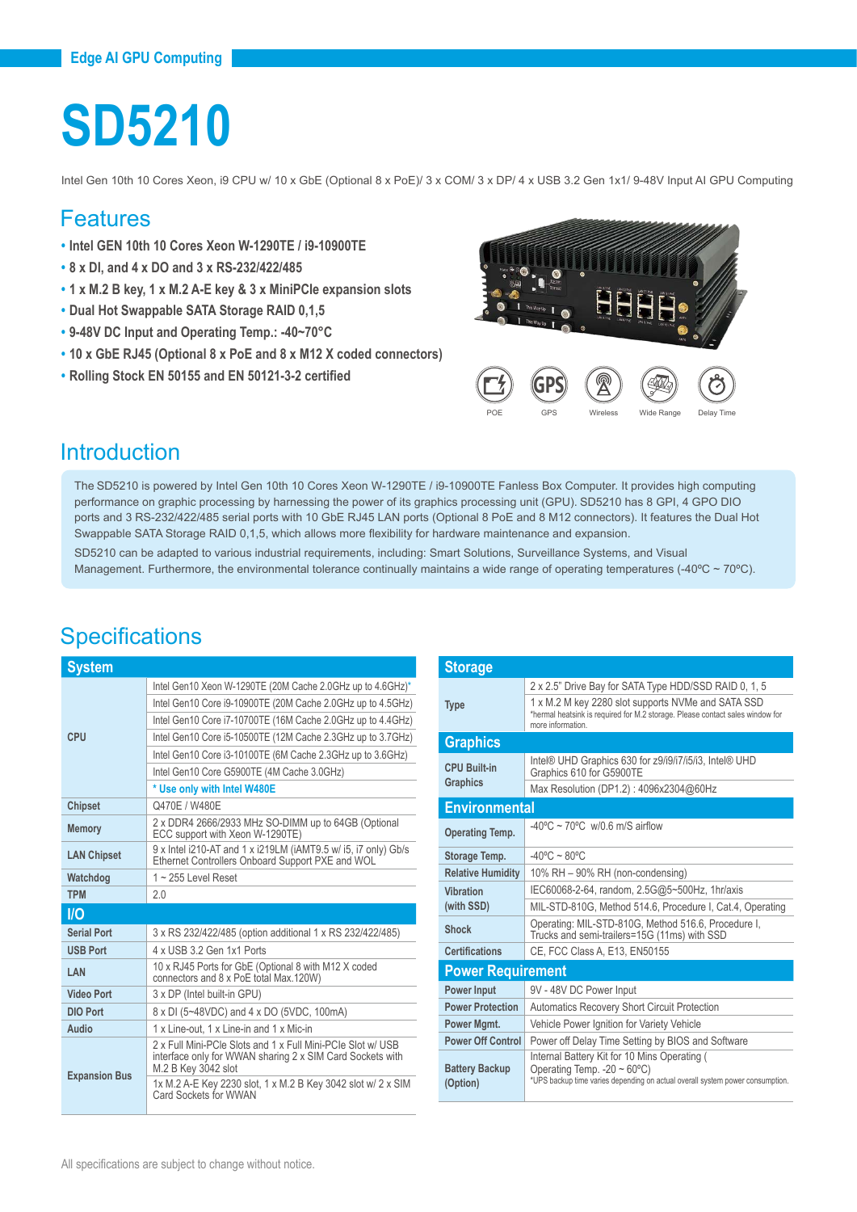Edge AI GPU Computing

# SD5210

Intel Gen 10th 10 Cores Xeon, i9 CPU w/ 10 x GbE (Optional 8 x PoE)/ 3 x COM/ 3 x DP/ 4 x USB 3.2 Gen 1x1/ 9-48V Input AI GPU Computing

## Features

- **Intel GEN 10th 10 Cores Xeon W-1290TE / i9-10900TE**
- **8 x DI, and 4 x DO and 3 x RS-232/422/485**
- **1 x M.2 B key, 1 x M.2 A-E key & 3 x MiniPCIe expansion slots**
- **Dual Hot Swappable SATA Storage RAID 0,1,5**
- **9-48V DC Input and Operating Temp.: -40~70°C**
- **10 x GbE RJ45 (Optional 8 x PoE and 8 x M12 X coded connectors)**
- **Rolling Stock EN 50155 and EN 50121-3-2 certified**

POE GPS Wireless Wide Range Delay Time

## Introduction

The SD5210 is powered by Intel Gen 10th 10 Cores Xeon W-1290TE / i9-10900TE Fanless Box Computer. It provides high computing performance on graphic processing by harnessing the power of its graphics processing unit (GPU). SD5210 has 8 GPI, 4 GPO DIO ports and 3 RS-232/422/485 serial ports with 10 GbE RJ45 LAN ports (Optional 8 PoE and 8 M12 connectors). It features the Dual Hot Swappable SATA Storage RAID 0,1,5, which allows more flexibility for hardware maintenance and expansion.

SD5210 can be adapted to various industrial requirements, including: Smart Solutions, Surveillance Systems, and Visual Management. Furthermore, the environmental tolerance continually maintains a wide range of operating temperatures (-40ºC ~ 70ºC).

## Specifications

| **System** | |
|---|---|
| CPU | Intel Gen10 Xeon W-1290TE (20M Cache 2.0GHz up to 4.6GHz)* |
| | Intel Gen10 Core i9-10900TE (20M Cache 2.0GHz up to 4.5GHz) |
| | Intel Gen10 Core i7-10700TE (16M Cache 2.0GHz up to 4.4GHz) |
| | Intel Gen10 Core i5-10500TE (12M Cache 2.3GHz up to 3.7GHz) |
| | Intel Gen10 Core i3-10100TE (6M Cache 2.3GHz up to 3.6GHz) |
| | Intel Gen10 Core G5900TE (4M Cache 3.0GHz) |
| | * Use only with Intel W480E |
| Chipset | Q470E / W480E |
| Memory | 2 x DDR4 2666/2933 MHz SO-DIMM up to 64GB (Optional ECC support with Xeon W-1290TE) |
| LAN Chipset | 9 x Intel i210-AT and 1 x i219LM (iAMT9.5 w/ i5, i7 only) Gb/s Ethernet Controllers Onboard Support PXE and WOL |
| Watchdog | 1 ~ 255 Level Reset |
| TPM | 2.0 |
| **I/O** | |
| Serial Port | 3 x RS 232/422/485 (option additional 1 x RS 232/422/485) |
| USB Port | 4 x USB 3.2 Gen 1x1 Ports |
| LAN | 10 x RJ45 Ports for GbE (Optional 8 with M12 X coded connectors and 8 x PoE total Max.120W) |
| Video Port | 3 x DP (Intel built-in GPU) |
| DIO Port | 8 x DI (5~48VDC) and 4 x DO (5VDC, 100mA) |
| Audio | 1 x Line-out, 1 x Line-in and 1 x Mic-in |
| Expansion Bus | 2 x Full Mini-PCIe Slots and 1 x Full Mini-PCIe Slot w/ USB interface only for WWAN sharing 2 x SIM Card Sockets with M.2 B Key 3042 slot |
| | 1x M.2 A-E Key 2230 slot, 1 x M.2 B Key 3042 slot w/ 2 x SIM Card Sockets for WWAN |

| **Storage** | |
|---|---|
| Type | 2 x 2.5" Drive Bay for SATA Type HDD/SSD RAID 0, 1, 5 |
| | 1 x M.2 M key 2280 slot supports NVMe and SATA SSD *hermal heatsink is required for M.2 storage. Please contact sales window for more information. |
| **Graphics** | |
| CPU Built-in Graphics | Intel® UHD Graphics 630 for z9/i9/i7/i5/i3, Intel® UHD Graphics 610 for G5900TE |
| | Max Resolution (DP1.2) : 4096x2304@60Hz |
| **Environmental** | |
| Operating Temp. | -40ºC ~ 70ºC w/0.6 m/S airflow |
| Storage Temp. | -40ºC ~ 80ºC |
| Relative Humidity | 10% RH – 90% RH (non-condensing) |
| Vibration (with SSD) | IEC60068-2-64, random, 2.5G@5~500Hz, 1hr/axis |
| | MIL-STD-810G, Method 514.6, Procedure I, Cat.4, Operating |
| Shock | Operating: MIL-STD-810G, Method 516.6, Procedure I, Trucks and semi-trailers=15G (11ms) with SSD |
| Certifications | CE, FCC Class A, E13, EN50155 |
| **Power Requirement** | |
| Power Input | 9V - 48V DC Power Input |
| Power Protection | Automatics Recovery Short Circuit Protection |
| Power Mgmt. | Vehicle Power Ignition for Variety Vehicle |
| Power Off Control | Power off Delay Time Setting by BIOS and Software |
| Battery Backup (Option) | Internal Battery Kit for 10 Mins Operating ( Operating Temp. -20 ~ 60ºC) *UPS backup time varies depending on actual overall system power consumption. |

All specifications are subject to change without notice.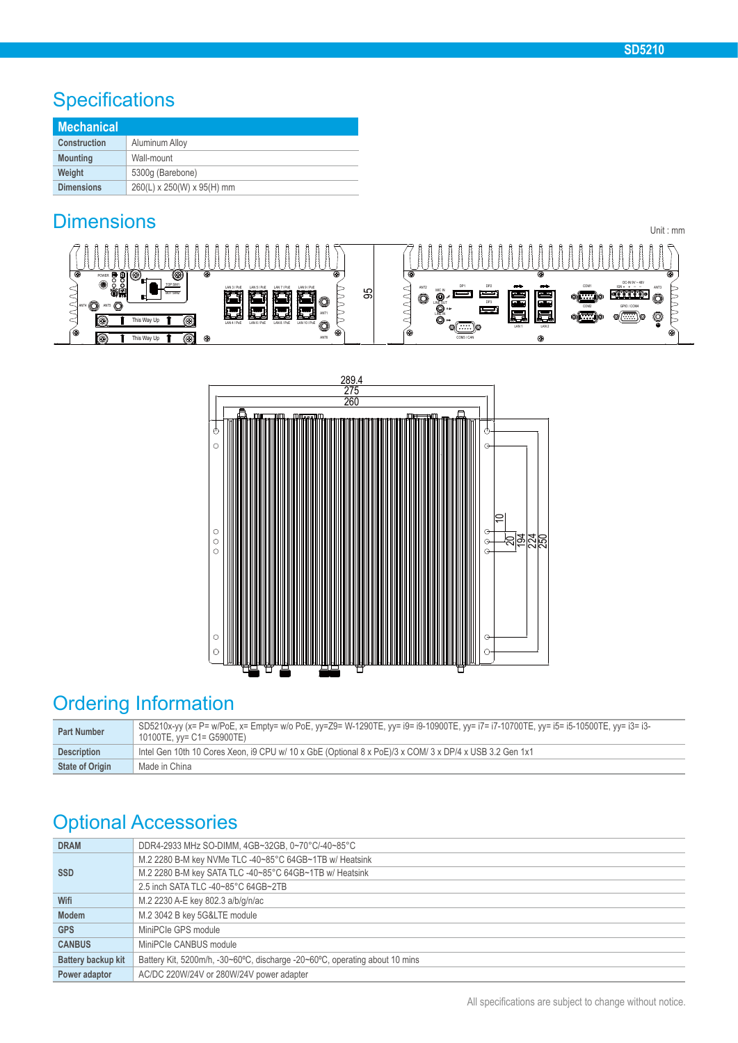## Specifications

| Mechanical | |
|---|---|
| Construction | Aluminum Alloy |
| Mounting | Wall-mount |
| Weight | 5300g (Barebone) |
| Dimensions | 260(L) x 250(W) x 95(H) mm |

## Dimensions

Unit : mm

POWER
TOP SIM1
BOT SIM2
ANT4
ANT5
LAN 3 / PoE
LAN 5 / PoE
LAN 7 / PoE
LAN 9 / PoE
LAN 4 / PoE
LAN 6 / PoE
LAN 8 / PoE
LAN 10 / PoE
ANT1
ANT6
This Way Up
This Way Up
95
ANT2
MIC IN
LINE OUT
LINE IN
DP1
DP2
DP3
COM3 / CAN
LAN 1
LAN 2
COM1
COM2
DC-IN 9V ~ 48V
IGN
GPIO / COM4
ANT3

289.4
275
260
10
20
194
224
250

## Ordering Information

| | |
|---|---|
| Part Number | SD5210x-yy (x= P= w/PoE, x= Empty= w/o PoE, yy=Z9= W-1290TE, yy= i9= i9-10900TE, yy= i7= i7-10700TE, yy= i5= i5-10500TE, yy= i3= i3-10100TE, yy= C1= G5900TE) |
| Description | Intel Gen 10th 10 Cores Xeon, i9 CPU w/ 10 x GbE (Optional 8 x PoE)/3 x COM/ 3 x DP/4 x USB 3.2 Gen 1x1 |
| State of Origin | Made in China |

## Optional Accessories

| | |
|---|---|
| DRAM | DDR4-2933 MHz SO-DIMM, 4GB~32GB, 0~70°C/-40~85°C |
| SSD | M.2 2280 B-M key NVMe TLC -40~85°C 64GB~1TB w/ Heatsink |
| | M.2 2280 B-M key SATA TLC -40~85°C 64GB~1TB w/ Heatsink |
| | 2.5 inch SATA TLC -40~85°C 64GB~2TB |
| Wifi | M.2 2230 A-E key 802.3 a/b/g/n/ac |
| Modem | M.2 3042 B key 5G&LTE module |
| GPS | MiniPCIe GPS module |
| CANBUS | MiniPCIe CANBUS module |
| Battery backup kit | Battery Kit, 5200m/h, -30~60ºC, discharge -20~60ºC, operating about 10 mins |
| Power adaptor | AC/DC 220W/24V or 280W/24V power adapter |

All specifications are subject to change without notice.